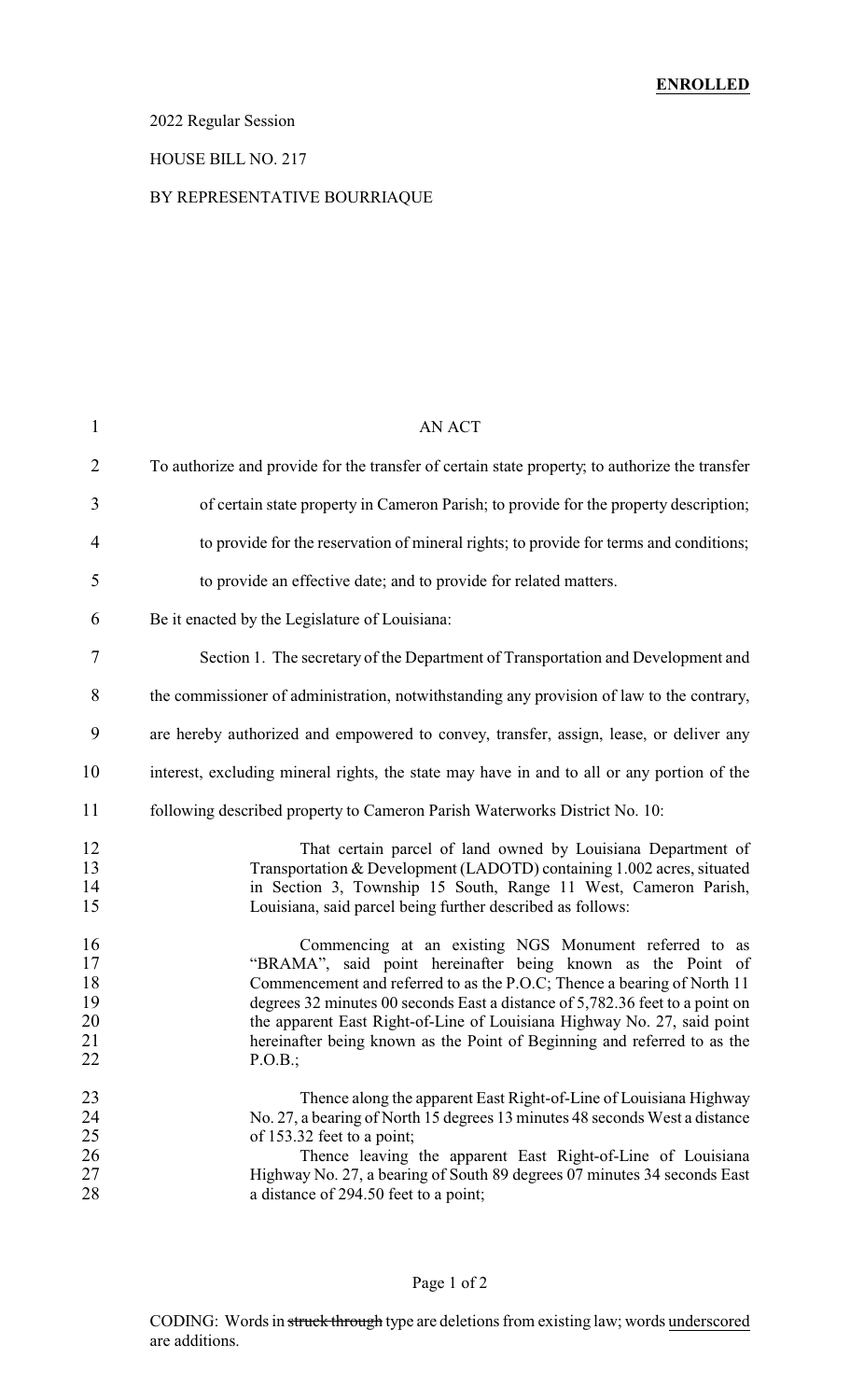**ENROLLED**

2022 Regular Session

HOUSE BILL NO. 217

BY REPRESENTATIVE BOURRIAQUE

AN ACT

To authorize and provide for the transfer of certain state property; to authorize the transfer of certain state property in Cameron Parish; to provide for the property description; to provide for the reservation of mineral rights; to provide for terms and conditions; to provide an effective date; and to provide for related matters.

Be it enacted by the Legislature of Louisiana:

Section 1. The secretary of the Department of Transportation and Development and the commissioner of administration, notwithstanding any provision of law to the contrary, are hereby authorized and empowered to convey, transfer, assign, lease, or deliver any interest, excluding mineral rights, the state may have in and to all or any portion of the following described property to Cameron Parish Waterworks District No. 10:

> That certain parcel of land owned by Louisiana Department of Transportation & Development (LADOTD) containing 1.002 acres, situated in Section 3, Township 15 South, Range 11 West, Cameron Parish, Louisiana, said parcel being further described as follows:
>
> Commencing at an existing NGS Monument referred to as "BRAMA", said point hereinafter being known as the Point of Commencement and referred to as the P.O.C; Thence a bearing of North 11 degrees 32 minutes 00 seconds East a distance of 5,782.36 feet to a point on the apparent East Right-of-Line of Louisiana Highway No. 27, said point hereinafter being known as the Point of Beginning and referred to as the P.O.B.;
>
> Thence along the apparent East Right-of-Line of Louisiana Highway No. 27, a bearing of North 15 degrees 13 minutes 48 seconds West a distance of 153.32 feet to a point;
>
> Thence leaving the apparent East Right-of-Line of Louisiana Highway No. 27, a bearing of South 89 degrees 07 minutes 34 seconds East a distance of 294.50 feet to a point;

CODING: Words in ~~struck through~~ type are deletions from existing law; words underscored are additions.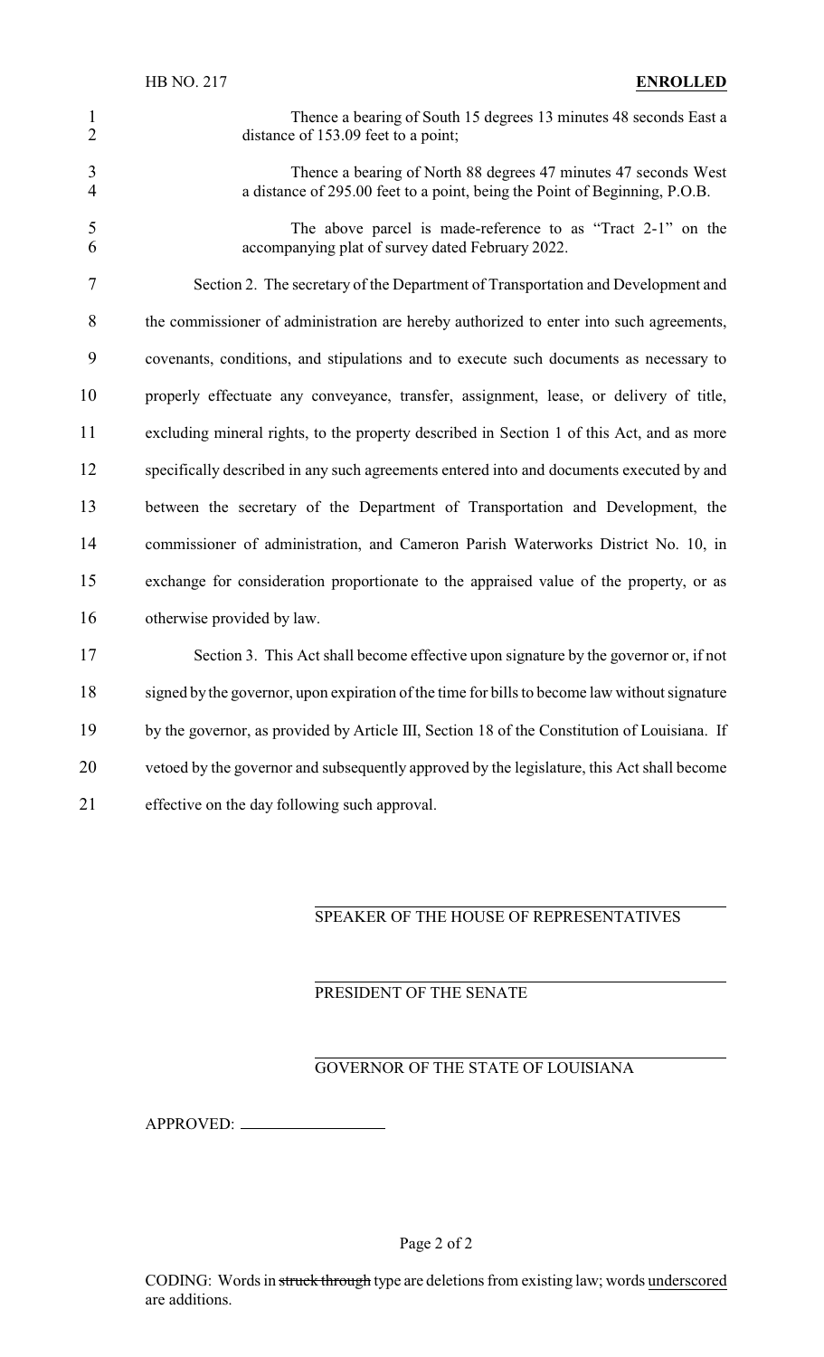Thence a bearing of South 15 degrees 13 minutes 48 seconds East a distance of 153.09 feet to a point;

Thence a bearing of North 88 degrees 47 minutes 47 seconds West a distance of 295.00 feet to a point, being the Point of Beginning, P.O.B.

The above parcel is made-reference to as "Tract 2-1" on the accompanying plat of survey dated February 2022.

Section 2. The secretary of the Department of Transportation and Development and the commissioner of administration are hereby authorized to enter into such agreements, covenants, conditions, and stipulations and to execute such documents as necessary to properly effectuate any conveyance, transfer, assignment, lease, or delivery of title, excluding mineral rights, to the property described in Section 1 of this Act, and as more specifically described in any such agreements entered into and documents executed by and between the secretary of the Department of Transportation and Development, the commissioner of administration, and Cameron Parish Waterworks District No. 10, in exchange for consideration proportionate to the appraised value of the property, or as otherwise provided by law.

Section 3. This Act shall become effective upon signature by the governor or, if not signed by the governor, upon expiration of the time for bills to become law without signature by the governor, as provided by Article III, Section 18 of the Constitution of Louisiana. If vetoed by the governor and subsequently approved by the legislature, this Act shall become effective on the day following such approval.

SPEAKER OF THE HOUSE OF REPRESENTATIVES

PRESIDENT OF THE SENATE

GOVERNOR OF THE STATE OF LOUISIANA

APPROVED: \_\_\_\_\_\_\_\_\_\_\_\_\_\_\_\_\_\_

CODING: Words in ~~struck through~~ type are deletions from existing law; words underscored are additions.